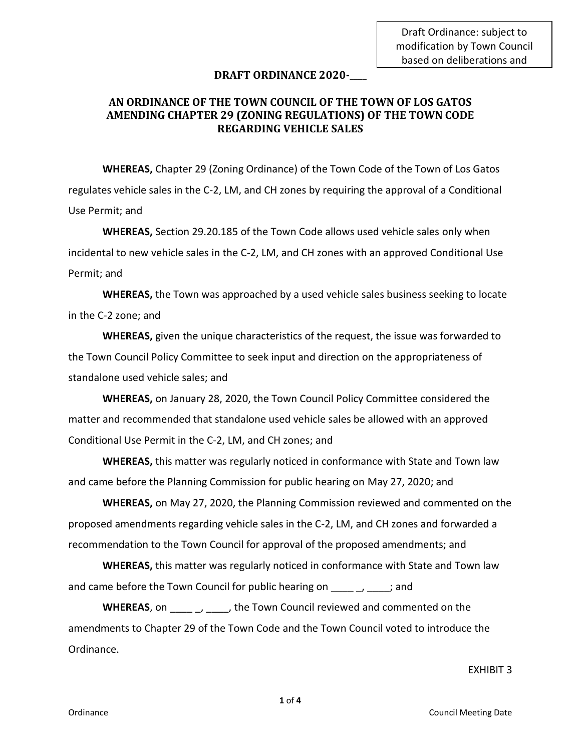Draft Ordinance: subject to modification by Town Council based on deliberations and

**DRAFT ORDINANCE 2020-___**

**AN ORDINANCE OF THE TOWN COUNCIL OF THE TOWN OF LOS GATOS AMENDING CHAPTER 29 (ZONING REGULATIONS) OF THE TOWN CODE REGARDING VEHICLE SALES**

**WHEREAS,** Chapter 29 (Zoning Ordinance) of the Town Code of the Town of Los Gatos regulates vehicle sales in the C-2, LM, and CH zones by requiring the approval of a Conditional Use Permit; and

**WHEREAS,** Section 29.20.185 of the Town Code allows used vehicle sales only when incidental to new vehicle sales in the C-2, LM, and CH zones with an approved Conditional Use Permit; and

**WHEREAS,** the Town was approached by a used vehicle sales business seeking to locate in the C-2 zone; and

**WHEREAS,** given the unique characteristics of the request, the issue was forwarded to the Town Council Policy Committee to seek input and direction on the appropriateness of standalone used vehicle sales; and

**WHEREAS,** on January 28, 2020, the Town Council Policy Committee considered the matter and recommended that standalone used vehicle sales be allowed with an approved Conditional Use Permit in the C-2, LM, and CH zones; and

**WHEREAS,** this matter was regularly noticed in conformance with State and Town law and came before the Planning Commission for public hearing on May 27, 2020; and

**WHEREAS,** on May 27, 2020, the Planning Commission reviewed and commented on the proposed amendments regarding vehicle sales in the C-2, LM, and CH zones and forwarded a recommendation to the Town Council for approval of the proposed amendments; and

**WHEREAS,** this matter was regularly noticed in conformance with State and Town law and came before the Town Council for public hearing on ____ _, ____; and

**WHEREAS**, on ____ _, ____, the Town Council reviewed and commented on the amendments to Chapter 29 of the Town Code and the Town Council voted to introduce the Ordinance.

EXHIBIT 3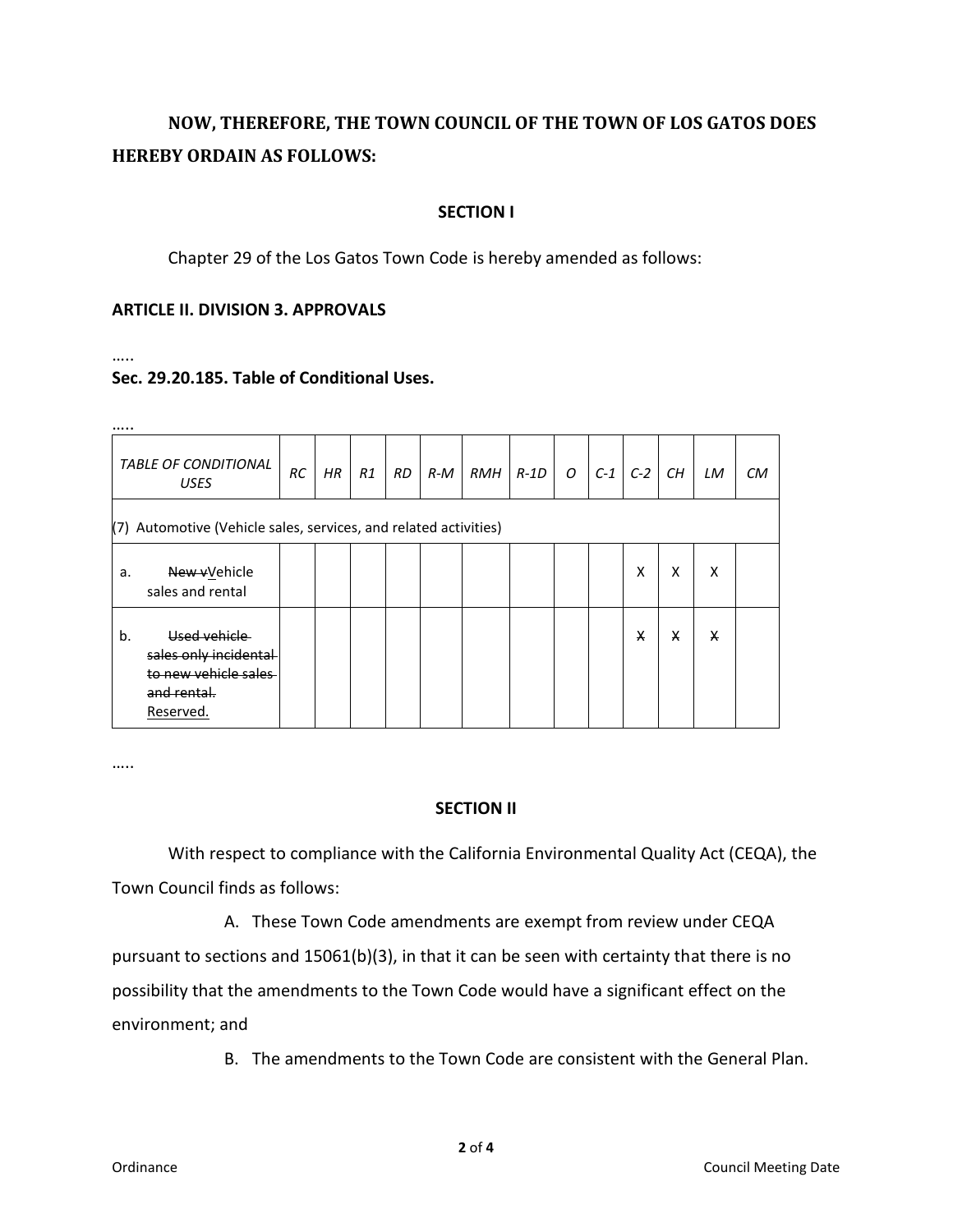**NOW, THEREFORE, THE TOWN COUNCIL OF THE TOWN OF LOS GATOS DOES HEREBY ORDAIN AS FOLLOWS:**

**SECTION I**

Chapter 29 of the Los Gatos Town Code is hereby amended as follows:

**ARTICLE II. DIVISION 3. APPROVALS**

.....

**Sec. 29.20.185. Table of Conditional Uses.**

.....

| *TABLE OF CONDITIONAL USES* | *RC* | *HR* | *R1* | *RD* | *R-M* | *RMH* | *R-1D* | *O* | *C-1* | *C-2* | *CH* | *LM* | *CM* |
|---|---|---|---|---|---|---|---|---|---|---|---|---|---|
| (7) Automotive (Vehicle sales, services, and related activities) | | | | | | | | | | | | | |
| a. ~~New v~~<u>V</u>ehicle sales and rental | | | | | | | | | | X | X | X | |
| b. ~~Used vehicle sales only incidental to new vehicle sales and rental.~~ <u>Reserved.</u> | | | | | | | | | | ~~X~~ | ~~X~~ | ~~X~~ | |

.....

**SECTION II**

With respect to compliance with the California Environmental Quality Act (CEQA), the Town Council finds as follows:

A. These Town Code amendments are exempt from review under CEQA pursuant to sections and 15061(b)(3), in that it can be seen with certainty that there is no possibility that the amendments to the Town Code would have a significant effect on the environment; and

B. The amendments to the Town Code are consistent with the General Plan.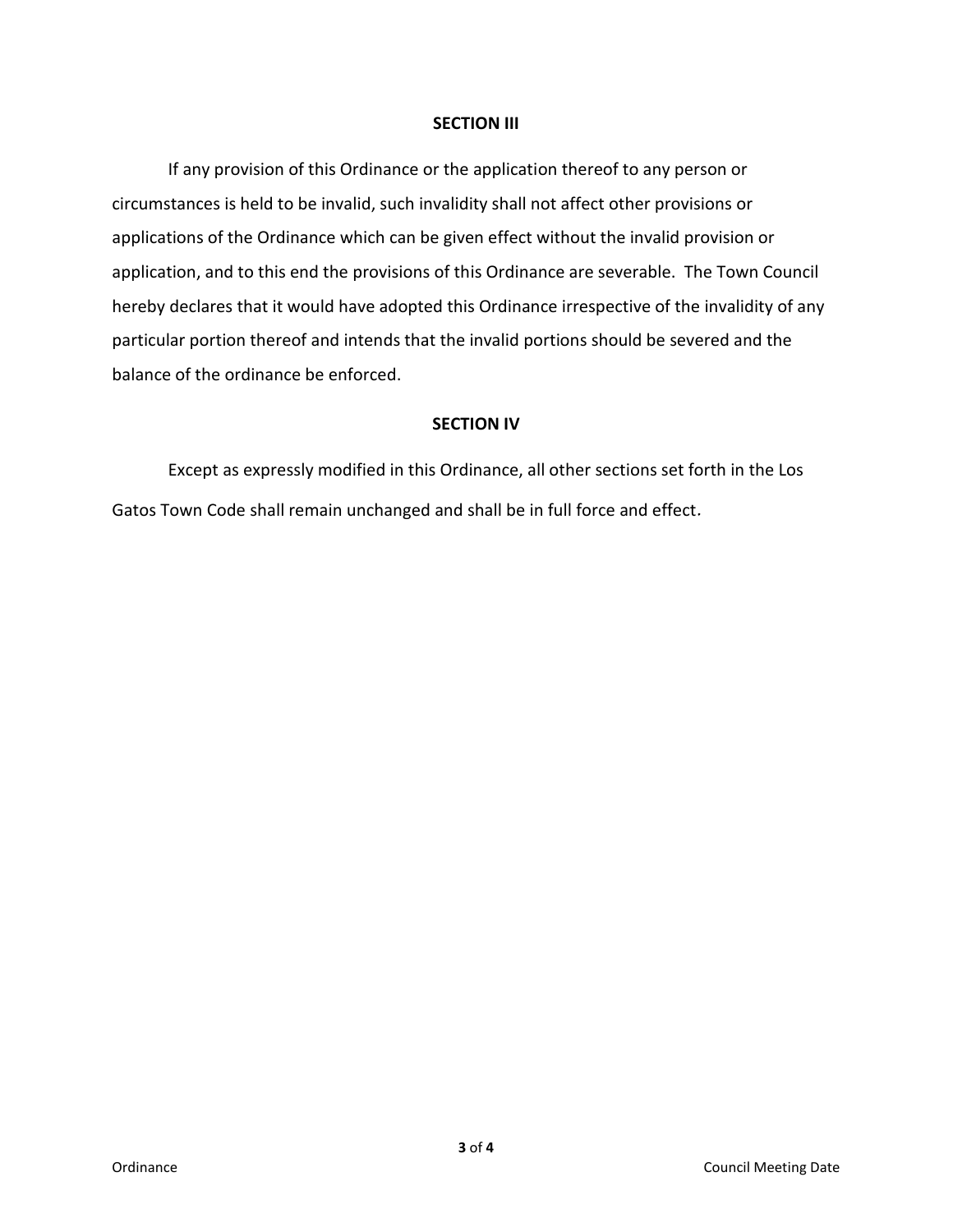**SECTION III**

If any provision of this Ordinance or the application thereof to any person or circumstances is held to be invalid, such invalidity shall not affect other provisions or applications of the Ordinance which can be given effect without the invalid provision or application, and to this end the provisions of this Ordinance are severable. The Town Council hereby declares that it would have adopted this Ordinance irrespective of the invalidity of any particular portion thereof and intends that the invalid portions should be severed and the balance of the ordinance be enforced.

**SECTION IV**

Except as expressly modified in this Ordinance, all other sections set forth in the Los Gatos Town Code shall remain unchanged and shall be in full force and effect.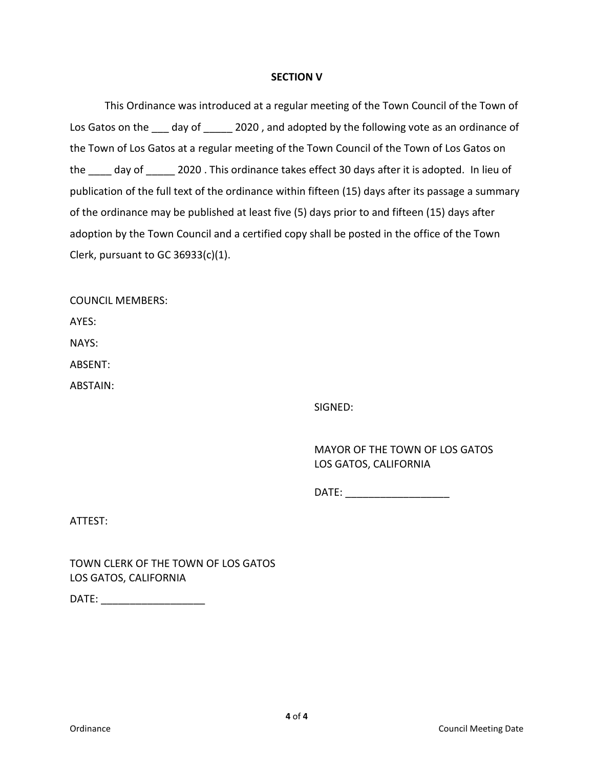**SECTION V**

This Ordinance was introduced at a regular meeting of the Town Council of the Town of Los Gatos on the ___ day of _____ 2020 , and adopted by the following vote as an ordinance of the Town of Los Gatos at a regular meeting of the Town Council of the Town of Los Gatos on the ____ day of _____ 2020 . This ordinance takes effect 30 days after it is adopted. In lieu of publication of the full text of the ordinance within fifteen (15) days after its passage a summary of the ordinance may be published at least five (5) days prior to and fifteen (15) days after adoption by the Town Council and a certified copy shall be posted in the office of the Town Clerk, pursuant to GC 36933(c)(1).

COUNCIL MEMBERS:

AYES:

NAYS:

ABSENT:

ABSTAIN:

SIGNED:

MAYOR OF THE TOWN OF LOS GATOS
LOS GATOS, CALIFORNIA

DATE: __________________

ATTEST:

TOWN CLERK OF THE TOWN OF LOS GATOS
LOS GATOS, CALIFORNIA

DATE: __________________